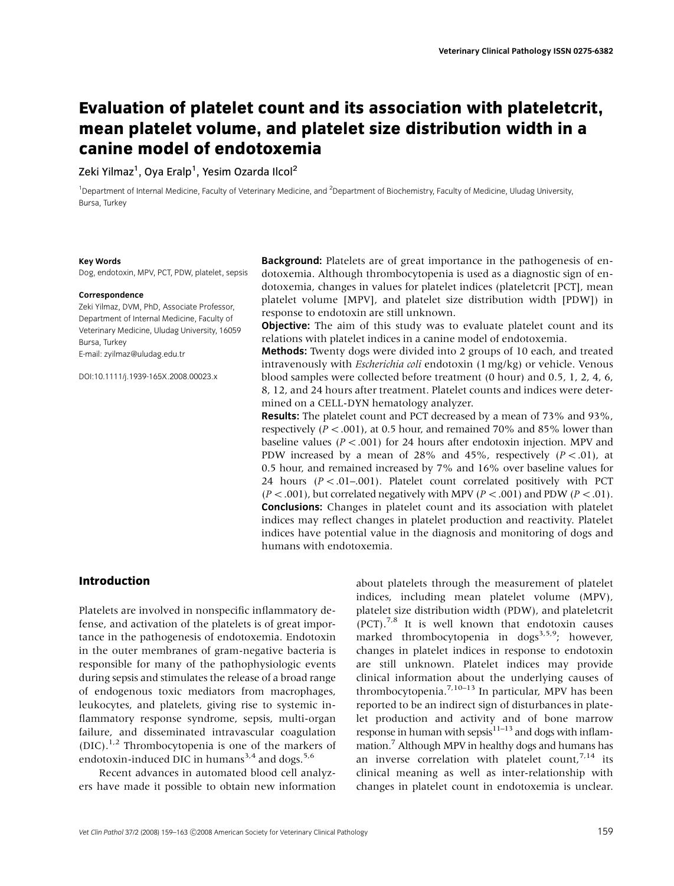# Evaluation of platelet count and its association with plateletcrit, mean platelet volume, and platelet size distribution width in a canine model of endotoxemia

Zeki Yilmaz[1], Oya Eralp[1], Yesim Ozarda Ilcol[2]

[1]Department of Internal Medicine, Faculty of Veterinary Medicine, and [2]Department of Biochemistry, Faculty of Medicine, Uludag University, Bursa, Turkey

**Key Words**

Dog, endotoxin, MPV, PCT, PDW, platelet, sepsis

**Correspondence**

Zeki Yilmaz, DVM, PhD, Associate Professor, Department of Internal Medicine, Faculty of Veterinary Medicine, Uludag University, 16059 Bursa, Turkey
E-mail: zyilmaz@uludag.edu.tr

DOI:10.1111/j.1939-165X.2008.00023.x

**Background:** Platelets are of great importance in the pathogenesis of endotoxemia. Although thrombocytopenia is used as a diagnostic sign of endotoxemia, changes in values for platelet indices (plateletcrit [PCT], mean platelet volume [MPV], and platelet size distribution width [PDW]) in response to endotoxin are still unknown.

**Objective:** The aim of this study was to evaluate platelet count and its relations with platelet indices in a canine model of endotoxemia.

**Methods:** Twenty dogs were divided into 2 groups of 10 each, and treated intravenously with *Escherichia coli* endotoxin (1 mg/kg) or vehicle. Venous blood samples were collected before treatment (0 hour) and 0.5, 1, 2, 4, 6, 8, 12, and 24 hours after treatment. Platelet counts and indices were determined on a CELL-DYN hematology analyzer.

**Results:** The platelet count and PCT decreased by a mean of 73% and 93%, respectively ($P < .001$), at 0.5 hour, and remained 70% and 85% lower than baseline values ($P < .001$) for 24 hours after endotoxin injection. MPV and PDW increased by a mean of 28% and 45%, respectively ($P < .01$), at 0.5 hour, and remained increased by 7% and 16% over baseline values for 24 hours ($P < .01$–$.001$). Platelet count correlated positively with PCT ($P < .001$), but correlated negatively with MPV ($P < .001$) and PDW ($P < .01$).

**Conclusions:** Changes in platelet count and its association with platelet indices may reflect changes in platelet production and reactivity. Platelet indices have potential value in the diagnosis and monitoring of dogs and humans with endotoxemia.

## Introduction

Platelets are involved in nonspecific inflammatory defense, and activation of the platelets is of great importance in the pathogenesis of endotoxemia. Endotoxin in the outer membranes of gram-negative bacteria is responsible for many of the pathophysiologic events during sepsis and stimulates the release of a broad range of endogenous toxic mediators from macrophages, leukocytes, and platelets, giving rise to systemic inflammatory response syndrome, sepsis, multi-organ failure, and disseminated intravascular coagulation (DIC).[1,2] Thrombocytopenia is one of the markers of endotoxin-induced DIC in humans[3,4] and dogs.[5,6]

Recent advances in automated blood cell analyzers have made it possible to obtain new information about platelets through the measurement of platelet indices, including mean platelet volume (MPV), platelet size distribution width (PDW), and plateletcrit (PCT).[7,8] It is well known that endotoxin causes marked thrombocytopenia in dogs[3,5,9]; however, changes in platelet indices in response to endotoxin are still unknown. Platelet indices may provide clinical information about the underlying causes of thrombocytopenia.[7,10–13] In particular, MPV has been reported to be an indirect sign of disturbances in platelet production and activity and of bone marrow response in human with sepsis[11–13] and dogs with inflammation.[7] Although MPV in healthy dogs and humans has an inverse correlation with platelet count,[7,14] its clinical meaning as well as inter-relationship with changes in platelet count in endotoxemia is unclear.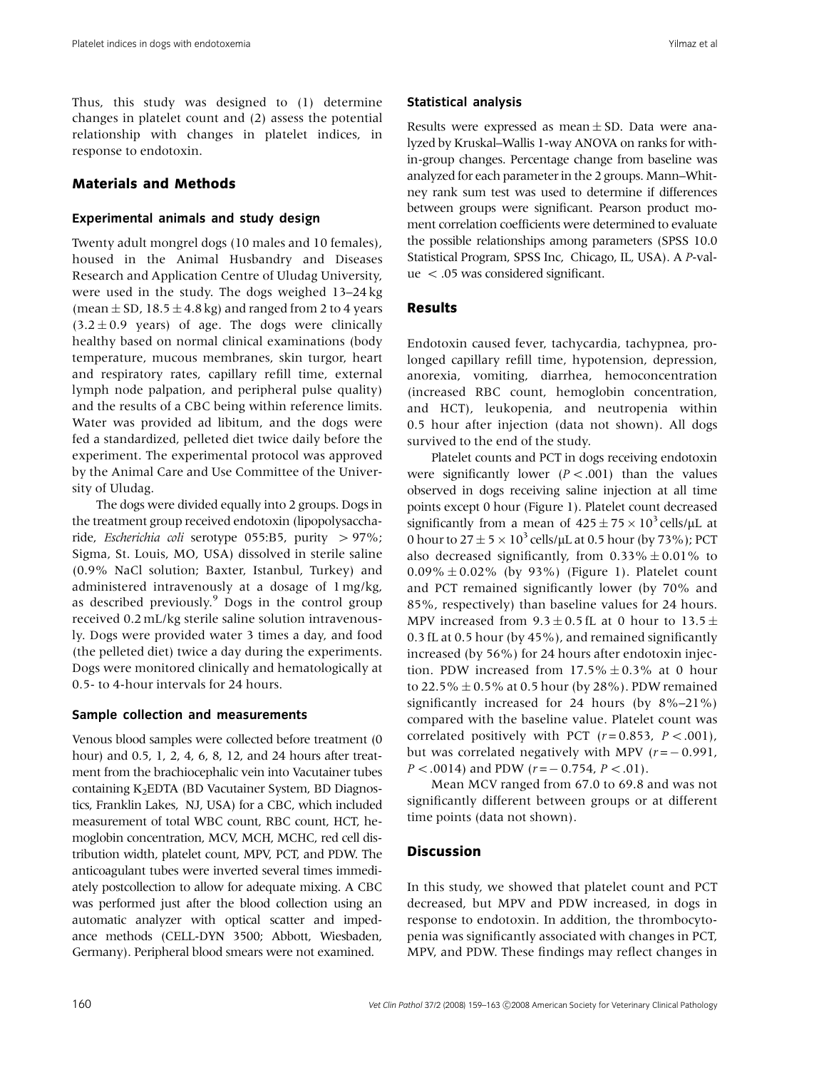Thus, this study was designed to (1) determine changes in platelet count and (2) assess the potential relationship with changes in platelet indices, in response to endotoxin.

## Materials and Methods

### Experimental animals and study design

Twenty adult mongrel dogs (10 males and 10 females), housed in the Animal Husbandry and Diseases Research and Application Centre of Uludag University, were used in the study. The dogs weighed 13–24 kg (mean ± SD, 18.5 ± 4.8 kg) and ranged from 2 to 4 years (3.2 ± 0.9 years) of age. The dogs were clinically healthy based on normal clinical examinations (body temperature, mucous membranes, skin turgor, heart and respiratory rates, capillary refill time, external lymph node palpation, and peripheral pulse quality) and the results of a CBC being within reference limits. Water was provided ad libitum, and the dogs were fed a standardized, pelleted diet twice daily before the experiment. The experimental protocol was approved by the Animal Care and Use Committee of the University of Uludag.

The dogs were divided equally into 2 groups. Dogs in the treatment group received endotoxin (lipopolysaccharide, *Escherichia coli* serotype 055:B5, purity > 97%; Sigma, St. Louis, MO, USA) dissolved in sterile saline (0.9% NaCl solution; Baxter, Istanbul, Turkey) and administered intravenously at a dosage of 1 mg/kg, as described previously.[9] Dogs in the control group received 0.2 mL/kg sterile saline solution intravenously. Dogs were provided water 3 times a day, and food (the pelleted diet) twice a day during the experiments. Dogs were monitored clinically and hematologically at 0.5- to 4-hour intervals for 24 hours.

### Sample collection and measurements

Venous blood samples were collected before treatment (0 hour) and 0.5, 1, 2, 4, 6, 8, 12, and 24 hours after treatment from the brachiocephalic vein into Vacutainer tubes containing $K_2$EDTA (BD Vacutainer System, BD Diagnostics, Franklin Lakes, NJ, USA) for a CBC, which included measurement of total WBC count, RBC count, HCT, hemoglobin concentration, MCV, MCH, MCHC, red cell distribution width, platelet count, MPV, PCT, and PDW. The anticoagulant tubes were inverted several times immediately postcollection to allow for adequate mixing. A CBC was performed just after the blood collection using an automatic analyzer with optical scatter and impedance methods (CELL-DYN 3500; Abbott, Wiesbaden, Germany). Peripheral blood smears were not examined.

### Statistical analysis

Results were expressed as mean ± SD. Data were analyzed by Kruskal–Wallis 1-way ANOVA on ranks for within-group changes. Percentage change from baseline was analyzed for each parameter in the 2 groups. Mann–Whitney rank sum test was used to determine if differences between groups were significant. Pearson product moment correlation coefficients were determined to evaluate the possible relationships among parameters (SPSS 10.0 Statistical Program, SPSS Inc, Chicago, IL, USA). A $P$-value $< .05$ was considered significant.

## Results

Endotoxin caused fever, tachycardia, tachypnea, prolonged capillary refill time, hypotension, depression, anorexia, vomiting, diarrhea, hemoconcentration (increased RBC count, hemoglobin concentration, and HCT), leukopenia, and neutropenia within 0.5 hour after injection (data not shown). All dogs survived to the end of the study.

Platelet counts and PCT in dogs receiving endotoxin were significantly lower ($P < .001$) than the values observed in dogs receiving saline injection at all time points except 0 hour (Figure 1). Platelet count decreased significantly from a mean of $425 \pm 75 \times 10^3$ cells/μL at 0 hour to $27 \pm 5 \times 10^3$ cells/μL at 0.5 hour (by 73%); PCT also decreased significantly, from 0.33% ± 0.01% to 0.09% ± 0.02% (by 93%) (Figure 1). Platelet count and PCT remained significantly lower (by 70% and 85%, respectively) than baseline values for 24 hours. MPV increased from 9.3 ± 0.5 fL at 0 hour to 13.5 ± 0.3 fL at 0.5 hour (by 45%), and remained significantly increased (by 56%) for 24 hours after endotoxin injection. PDW increased from 17.5% ± 0.3% at 0 hour to 22.5% ± 0.5% at 0.5 hour (by 28%). PDW remained significantly increased for 24 hours (by 8%–21%) compared with the baseline value. Platelet count was correlated positively with PCT ($r = 0.853$, $P < .001$), but was correlated negatively with MPV ($r = -0.991$, $P < .0014$) and PDW ($r = -0.754$, $P < .01$).

Mean MCV ranged from 67.0 to 69.8 and was not significantly different between groups or at different time points (data not shown).

## Discussion

In this study, we showed that platelet count and PCT decreased, but MPV and PDW increased, in dogs in response to endotoxin. In addition, the thrombocytopenia was significantly associated with changes in PCT, MPV, and PDW. These findings may reflect changes in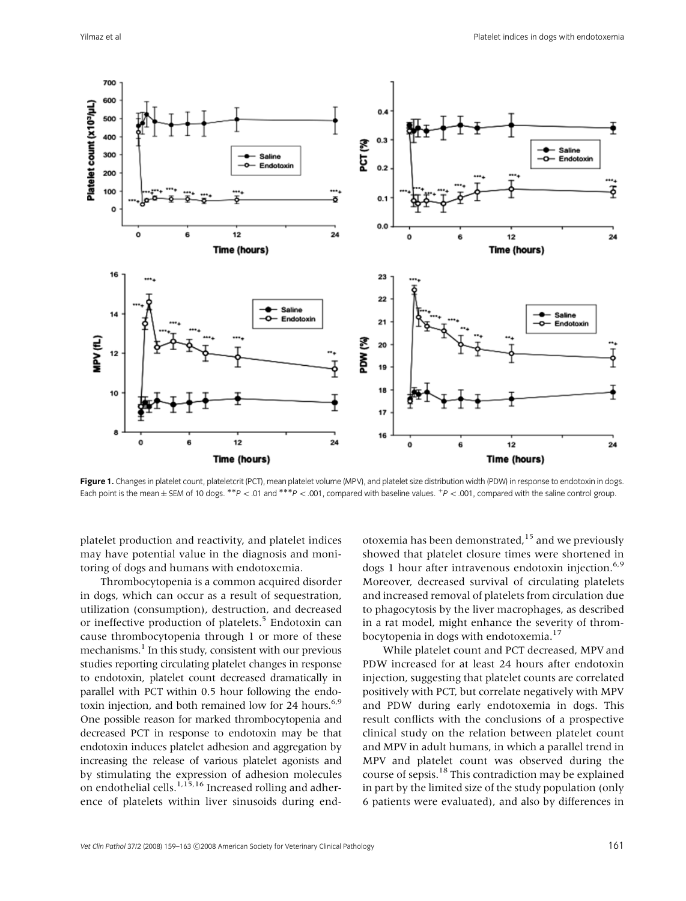**Figure 1.** Changes in platelet count, plateletcrit (PCT), mean platelet volume (MPV), and platelet size distribution width (PDW) in response to endotoxin in dogs. Each point is the mean ± SEM of 10 dogs. \*\*$P < .01$ and \*\*\*$P < .001$, compared with baseline values. +$P < .001$, compared with the saline control group.

platelet production and reactivity, and platelet indices may have potential value in the diagnosis and monitoring of dogs and humans with endotoxemia.

Thrombocytopenia is a common acquired disorder in dogs, which can occur as a result of sequestration, utilization (consumption), destruction, and decreased or ineffective production of platelets.[5] Endotoxin can cause thrombocytopenia through 1 or more of these mechanisms.[1] In this study, consistent with our previous studies reporting circulating platelet changes in response to endotoxin, platelet count decreased dramatically in parallel with PCT within 0.5 hour following the endotoxin injection, and both remained low for 24 hours.[6,9] One possible reason for marked thrombocytopenia and decreased PCT in response to endotoxin may be that endotoxin induces platelet adhesion and aggregation by increasing the release of various platelet agonists and by stimulating the expression of adhesion molecules on endothelial cells.[1,15,16] Increased rolling and adherence of platelets within liver sinusoids during endotoxemia has been demonstrated,[15] and we previously showed that platelet closure times were shortened in dogs 1 hour after intravenous endotoxin injection.[6,9] Moreover, decreased survival of circulating platelets and increased removal of platelets from circulation due to phagocytosis by the liver macrophages, as described in a rat model, might enhance the severity of thrombocytopenia in dogs with endotoxemia.[17]

While platelet count and PCT decreased, MPV and PDW increased for at least 24 hours after endotoxin injection, suggesting that platelet counts are correlated positively with PCT, but correlate negatively with MPV and PDW during early endotoxemia in dogs. This result conflicts with the conclusions of a prospective clinical study on the relation between platelet count and MPV in adult humans, in which a parallel trend in MPV and platelet count was observed during the course of sepsis.[18] This contradiction may be explained in part by the limited size of the study population (only 6 patients were evaluated), and also by differences in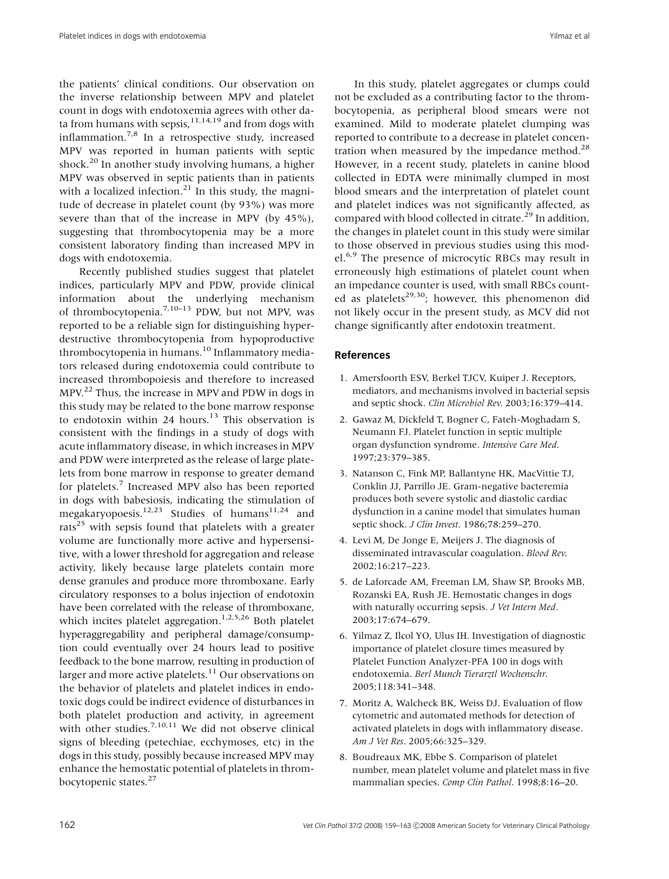the patients' clinical conditions. Our observation on the inverse relationship between MPV and platelet count in dogs with endotoxemia agrees with other data from humans with sepsis,[11,14,19] and from dogs with inflammation.[7,8] In a retrospective study, increased MPV was reported in human patients with septic shock.[20] In another study involving humans, a higher MPV was observed in septic patients than in patients with a localized infection.[21] In this study, the magnitude of decrease in platelet count (by 93%) was more severe than that of the increase in MPV (by 45%), suggesting that thrombocytopenia may be a more consistent laboratory finding than increased MPV in dogs with endotoxemia.

Recently published studies suggest that platelet indices, particularly MPV and PDW, provide clinical information about the underlying mechanism of thrombocytopenia.[7,10–13] PDW, but not MPV, was reported to be a reliable sign for distinguishing hyperdestructive thrombocytopenia from hypoproductive thrombocytopenia in humans.[10] Inflammatory mediators released during endotoxemia could contribute to increased thrombopoiesis and therefore to increased MPV.[22] Thus, the increase in MPV and PDW in dogs in this study may be related to the bone marrow response to endotoxin within 24 hours.[13] This observation is consistent with the findings in a study of dogs with acute inflammatory disease, in which increases in MPV and PDW were interpreted as the release of large platelets from bone marrow in response to greater demand for platelets.[7] Increased MPV also has been reported in dogs with babesiosis, indicating the stimulation of megakaryopoesis.[12,23] Studies of humans[11,24] and rats[25] with sepsis found that platelets with a greater volume are functionally more active and hypersensitive, with a lower threshold for aggregation and release activity, likely because large platelets contain more dense granules and produce more thromboxane. Early circulatory responses to a bolus injection of endotoxin have been correlated with the release of thromboxane, which incites platelet aggregation.[1,2,5,26] Both platelet hyperaggregability and peripheral damage/consumption could eventually over 24 hours lead to positive feedback to the bone marrow, resulting in production of larger and more active platelets.[11] Our observations on the behavior of platelets and platelet indices in endotoxic dogs could be indirect evidence of disturbances in both platelet production and activity, in agreement with other studies.[7,10,11] We did not observe clinical signs of bleeding (petechiae, ecchymoses, etc) in the dogs in this study, possibly because increased MPV may enhance the hemostatic potential of platelets in thrombocytopenic states.[27]

In this study, platelet aggregates or clumps could not be excluded as a contributing factor to the thrombocytopenia, as peripheral blood smears were not examined. Mild to moderate platelet clumping was reported to contribute to a decrease in platelet concentration when measured by the impedance method.[28] However, in a recent study, platelets in canine blood collected in EDTA were minimally clumped in most blood smears and the interpretation of platelet count and platelet indices was not significantly affected, as compared with blood collected in citrate.[29] In addition, the changes in platelet count in this study were similar to those observed in previous studies using this model.[6,9] The presence of microcytic RBCs may result in erroneously high estimations of platelet count when an impedance counter is used, with small RBCs counted as platelets[29,30]; however, this phenomenon did not likely occur in the present study, as MCV did not change significantly after endotoxin treatment.

## References

1. Amersfoorth ESV, Berkel TJCV, Kuiper J. Receptors, mediators, and mechanisms involved in bacterial sepsis and septic shock. *Clin Microbiol Rev*. 2003;16:379–414.
2. Gawaz M, Dickfeld T, Bogner C, Fateh-Moghadam S, Neumann FJ. Platelet function in septic multiple organ dysfunction syndrome. *Intensive Care Med*. 1997;23:379–385.
3. Natanson C, Fink MP, Ballantyne HK, MacVittie TJ, Conklin JJ, Parrillo JE. Gram-negative bacteremia produces both severe systolic and diastolic cardiac dysfunction in a canine model that simulates human septic shock. *J Clin Invest*. 1986;78:259–270.
4. Levi M, De Jonge E, Meijers J. The diagnosis of disseminated intravascular coagulation. *Blood Rev*. 2002;16:217–223.
5. de Laforcade AM, Freeman LM, Shaw SP, Brooks MB, Rozanski EA, Rush JE. Hemostatic changes in dogs with naturally occurring sepsis. *J Vet Intern Med*. 2003;17:674–679.
6. Yilmaz Z, Ilcol YO, Ulus IH. Investigation of diagnostic importance of platelet closure times measured by Platelet Function Analyzer-PFA 100 in dogs with endotoxemia. *Berl Munch Tierarztl Wochenschr*. 2005;118:341–348.
7. Moritz A, Walcheck BK, Weiss DJ. Evaluation of flow cytometric and automated methods for detection of activated platelets in dogs with inflammatory disease. *Am J Vet Res*. 2005;66:325–329.
8. Boudreaux MK, Ebbe S. Comparison of platelet number, mean platelet volume and platelet mass in five mammalian species. *Comp Clin Pathol*. 1998;8:16–20.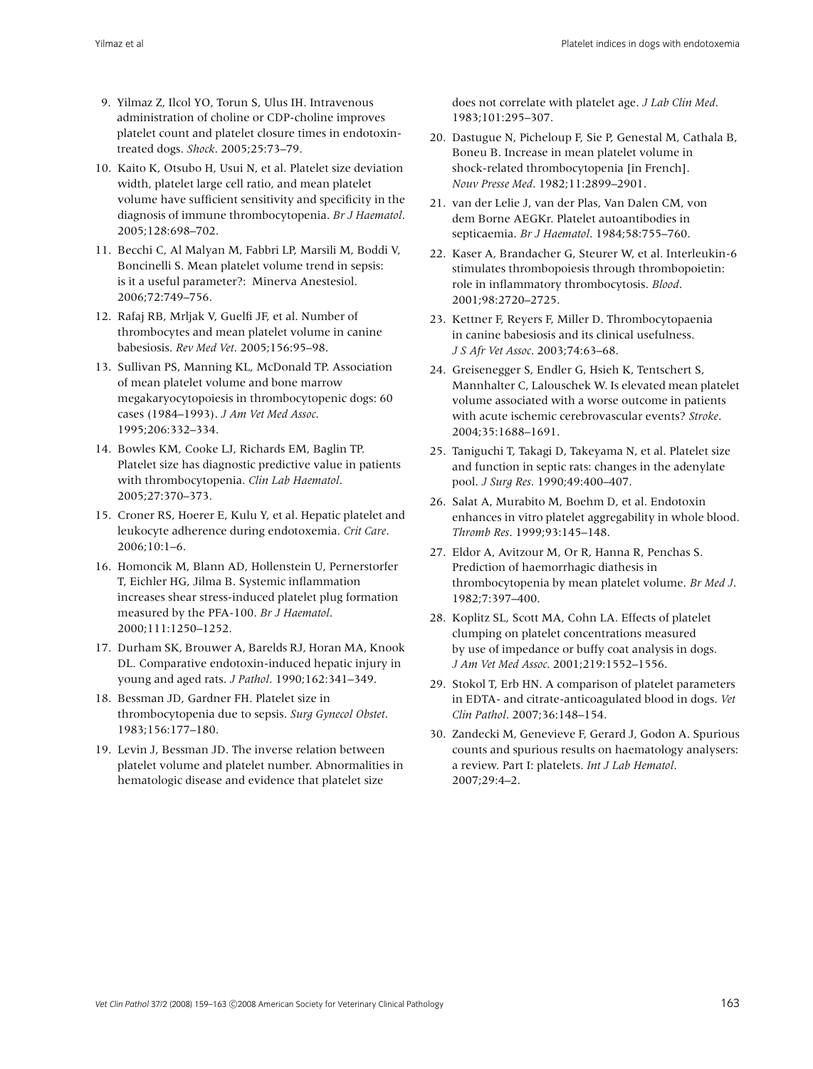9. Yilmaz Z, Ilcol YO, Torun S, Ulus IH. Intravenous administration of choline or CDP-choline improves platelet count and platelet closure times in endotoxin-treated dogs. *Shock*. 2005;25:73–79.
10. Kaito K, Otsubo H, Usui N, et al. Platelet size deviation width, platelet large cell ratio, and mean platelet volume have sufficient sensitivity and specificity in the diagnosis of immune thrombocytopenia. *Br J Haematol*. 2005;128:698–702.
11. Becchi C, Al Malyan M, Fabbri LP, Marsili M, Boddi V, Boncinelli S. Mean platelet volume trend in sepsis: is it a useful parameter?: Minerva Anestesiol. 2006;72:749–756.
12. Rafaj RB, Mrljak V, Guelfi JF, et al. Number of thrombocytes and mean platelet volume in canine babesiosis. *Rev Med Vet*. 2005;156:95–98.
13. Sullivan PS, Manning KL, McDonald TP. Association of mean platelet volume and bone marrow megakaryocytopoiesis in thrombocytopenic dogs: 60 cases (1984–1993). *J Am Vet Med Assoc*. 1995;206:332–334.
14. Bowles KM, Cooke LJ, Richards EM, Baglin TP. Platelet size has diagnostic predictive value in patients with thrombocytopenia. *Clin Lab Haematol*. 2005;27:370–373.
15. Croner RS, Hoerer E, Kulu Y, et al. Hepatic platelet and leukocyte adherence during endotoxemia. *Crit Care*. 2006;10:1–6.
16. Homoncik M, Blann AD, Hollenstein U, Pernerstorfer T, Eichler HG, Jilma B. Systemic inflammation increases shear stress-induced platelet plug formation measured by the PFA-100. *Br J Haematol*. 2000;111:1250–1252.
17. Durham SK, Brouwer A, Barelds RJ, Horan MA, Knook DL. Comparative endotoxin-induced hepatic injury in young and aged rats. *J Pathol*. 1990;162:341–349.
18. Bessman JD, Gardner FH. Platelet size in thrombocytopenia due to sepsis. *Surg Gynecol Obstet*. 1983;156:177–180.
19. Levin J, Bessman JD. The inverse relation between platelet volume and platelet number. Abnormalities in hematologic disease and evidence that platelet size does not correlate with platelet age. *J Lab Clin Med*. 1983;101:295–307.
20. Dastugue N, Picheloup F, Sie P, Genestal M, Cathala B, Boneu B. Increase in mean platelet volume in shock-related thrombocytopenia [in French]. *Nouv Presse Med*. 1982;11:2899–2901.
21. van der Lelie J, van der Plas, Van Dalen CM, von dem Borne AEGKr. Platelet autoantibodies in septicaemia. *Br J Haematol*. 1984;58:755–760.
22. Kaser A, Brandacher G, Steurer W, et al. Interleukin-6 stimulates thrombopoiesis through thrombopoietin: role in inflammatory thrombocytosis. *Blood*. 2001;98:2720–2725.
23. Kettner F, Reyers F, Miller D. Thrombocytopaenia in canine babesiosis and its clinical usefulness. *J S Afr Vet Assoc*. 2003;74:63–68.
24. Greisenegger S, Endler G, Hsieh K, Tentschert S, Mannhalter C, Lalouschek W. Is elevated mean platelet volume associated with a worse outcome in patients with acute ischemic cerebrovascular events? *Stroke*. 2004;35:1688–1691.
25. Taniguchi T, Takagi D, Takeyama N, et al. Platelet size and function in septic rats: changes in the adenylate pool. *J Surg Res*. 1990;49:400–407.
26. Salat A, Murabito M, Boehm D, et al. Endotoxin enhances in vitro platelet aggregability in whole blood. *Thromb Res*. 1999;93:145–148.
27. Eldor A, Avitzour M, Or R, Hanna R, Penchas S. Prediction of haemorrhagic diathesis in thrombocytopenia by mean platelet volume. *Br Med J*. 1982;7:397–400.
28. Koplitz SL, Scott MA, Cohn LA. Effects of platelet clumping on platelet concentrations measured by use of impedance or buffy coat analysis in dogs. *J Am Vet Med Assoc*. 2001;219:1552–1556.
29. Stokol T, Erb HN. A comparison of platelet parameters in EDTA- and citrate-anticoagulated blood in dogs. *Vet Clin Pathol*. 2007;36:148–154.
30. Zandecki M, Genevieve F, Gerard J, Godon A. Spurious counts and spurious results on haematology analysers: a review. Part I: platelets. *Int J Lab Hematol*. 2007;29:4–2.